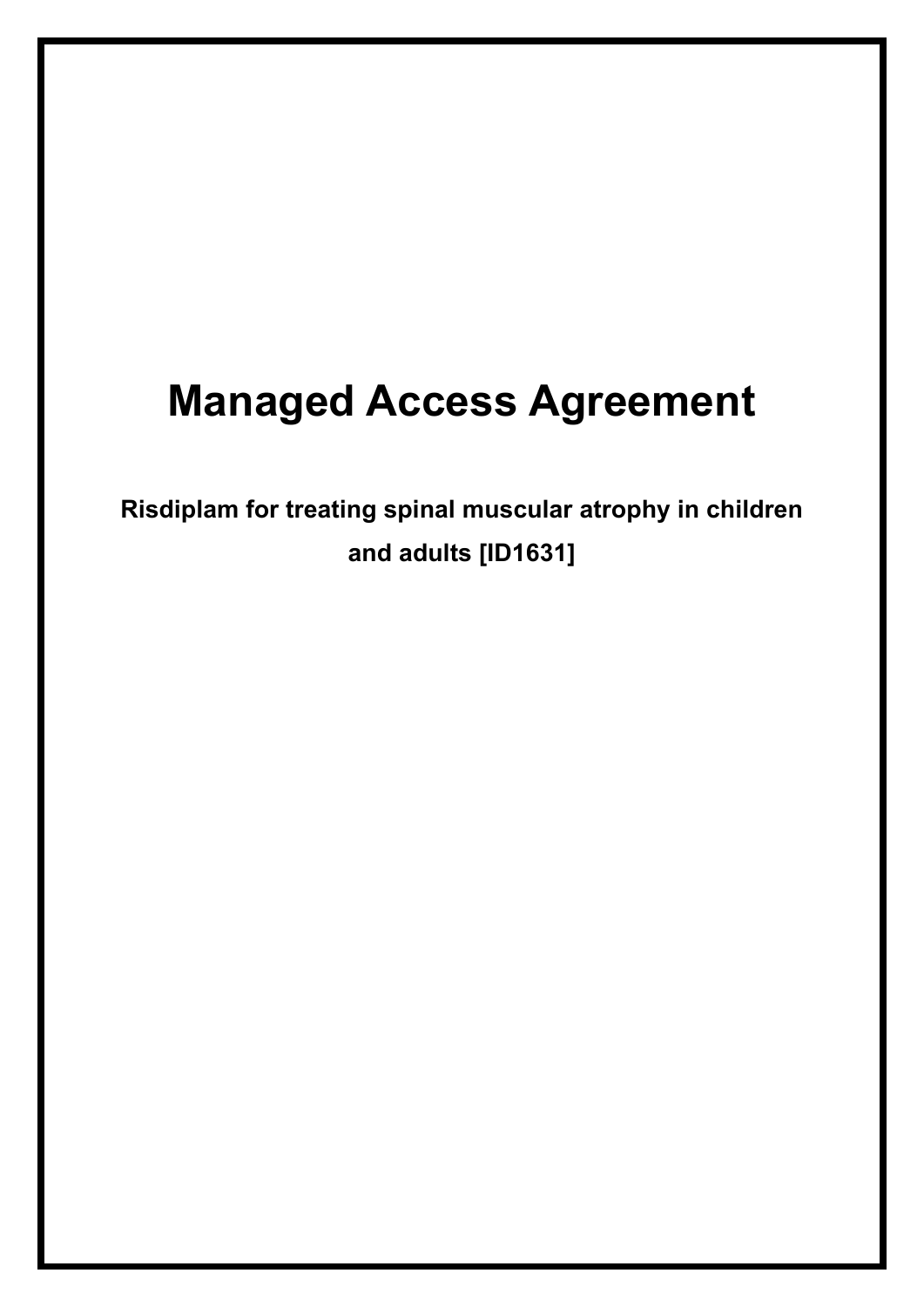# Managed Access Agreement

**Risdiplam for treating spinal muscular atrophy in children and adults [ID1631]**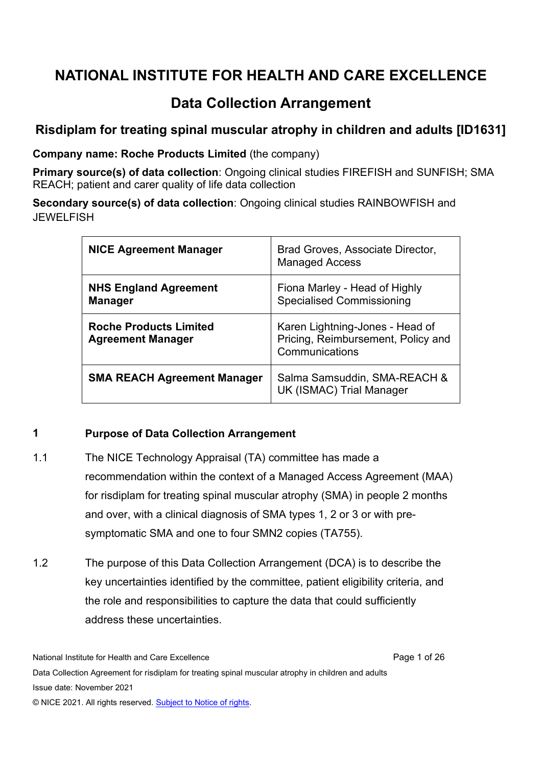# NATIONAL INSTITUTE FOR HEALTH AND CARE EXCELLENCE

## Data Collection Arrangement

### Risdiplam for treating spinal muscular atrophy in children and adults [ID1631]

**Company name: Roche Products Limited** (the company)

**Primary source(s) of data collection**: Ongoing clinical studies FIREFISH and SUNFISH; SMA REACH; patient and carer quality of life data collection

**Secondary source(s) of data collection**: Ongoing clinical studies RAINBOWFISH and JEWELFISH

| | |
|---|---|
| **NICE Agreement Manager** | Brad Groves, Associate Director, Managed Access |
| **NHS England Agreement Manager** | Fiona Marley - Head of Highly Specialised Commissioning |
| **Roche Products Limited Agreement Manager** | Karen Lightning-Jones - Head of Pricing, Reimbursement, Policy and Communications |
| **SMA REACH Agreement Manager** | Salma Samsuddin, SMA-REACH & UK (ISMAC) Trial Manager |

**1 Purpose of Data Collection Arrangement**

1.1 The NICE Technology Appraisal (TA) committee has made a recommendation within the context of a Managed Access Agreement (MAA) for risdiplam for treating spinal muscular atrophy (SMA) in people 2 months and over, with a clinical diagnosis of SMA types 1, 2 or 3 or with pre-symptomatic SMA and one to four SMN2 copies (TA755).

1.2 The purpose of this Data Collection Arrangement (DCA) is to describe the key uncertainties identified by the committee, patient eligibility criteria, and the role and responsibilities to capture the data that could sufficiently address these uncertainties.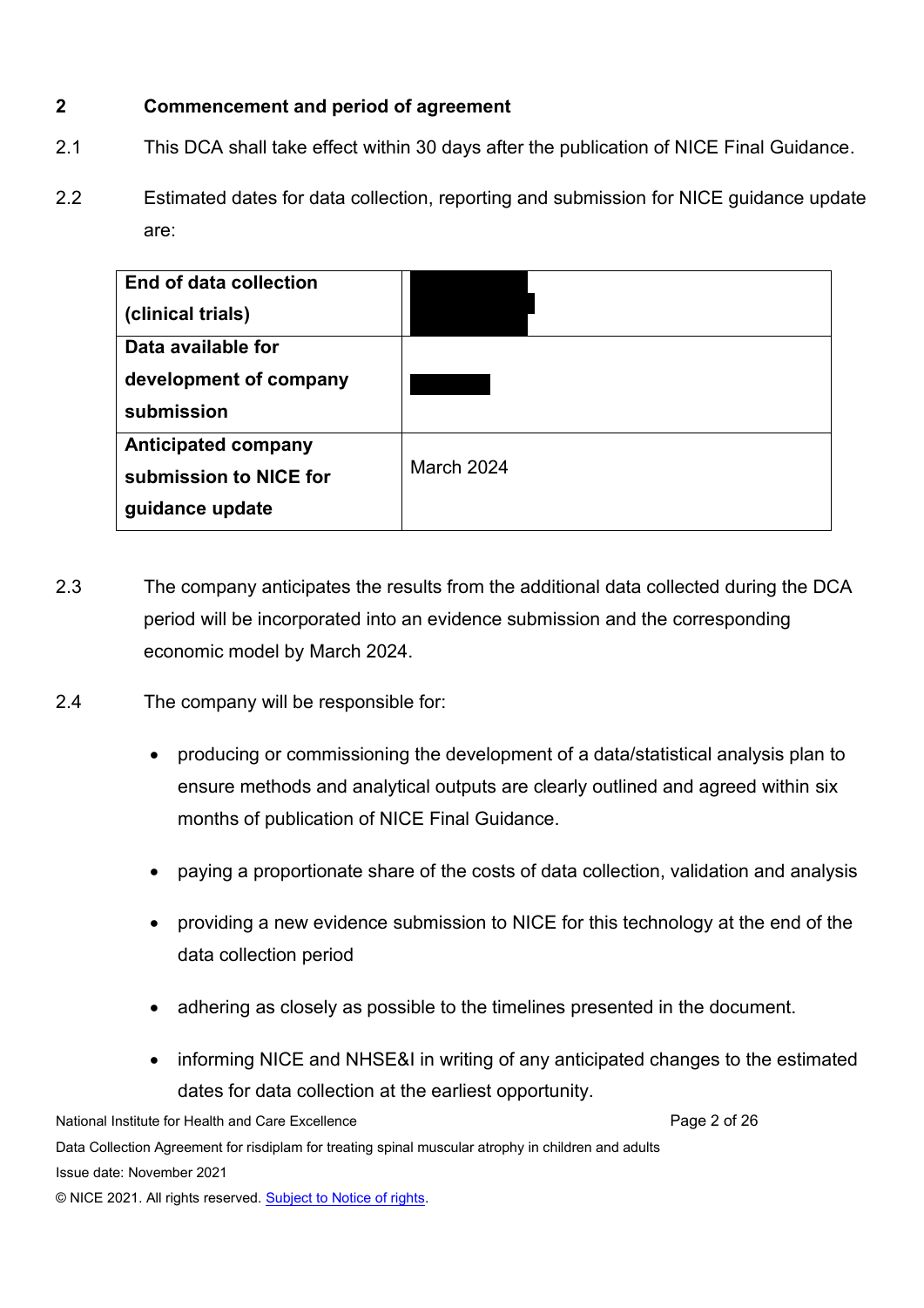## 2 Commencement and period of agreement

2.1 This DCA shall take effect within 30 days after the publication of NICE Final Guidance.

2.2 Estimated dates for data collection, reporting and submission for NICE guidance update are:

| | |
|---|---|
| **End of data collection (clinical trials)** | |
| **Data available for development of company submission** | |
| **Anticipated company submission to NICE for guidance update** | March 2024 |

2.3 The company anticipates the results from the additional data collected during the DCA period will be incorporated into an evidence submission and the corresponding economic model by March 2024.

2.4 The company will be responsible for:

- producing or commissioning the development of a data/statistical analysis plan to ensure methods and analytical outputs are clearly outlined and agreed within six months of publication of NICE Final Guidance.
- paying a proportionate share of the costs of data collection, validation and analysis
- providing a new evidence submission to NICE for this technology at the end of the data collection period
- adhering as closely as possible to the timelines presented in the document.
- informing NICE and NHSE&I in writing of any anticipated changes to the estimated dates for data collection at the earliest opportunity.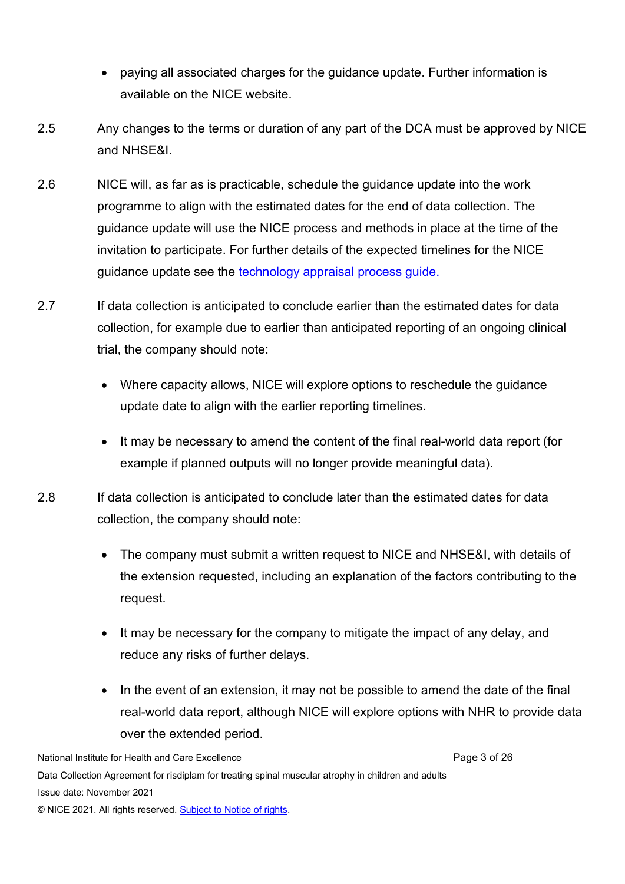- paying all associated charges for the guidance update. Further information is available on the NICE website.

2.5 Any changes to the terms or duration of any part of the DCA must be approved by NICE and NHSE&I.

2.6 NICE will, as far as is practicable, schedule the guidance update into the work programme to align with the estimated dates for the end of data collection. The guidance update will use the NICE process and methods in place at the time of the invitation to participate. For further details of the expected timelines for the NICE guidance update see the [technology appraisal process guide.]()

2.7 If data collection is anticipated to conclude earlier than the estimated dates for data collection, for example due to earlier than anticipated reporting of an ongoing clinical trial, the company should note:

- Where capacity allows, NICE will explore options to reschedule the guidance update date to align with the earlier reporting timelines.
- It may be necessary to amend the content of the final real-world data report (for example if planned outputs will no longer provide meaningful data).

2.8 If data collection is anticipated to conclude later than the estimated dates for data collection, the company should note:

- The company must submit a written request to NICE and NHSE&I, with details of the extension requested, including an explanation of the factors contributing to the request.
- It may be necessary for the company to mitigate the impact of any delay, and reduce any risks of further delays.
- In the event of an extension, it may not be possible to amend the date of the final real-world data report, although NICE will explore options with NHR to provide data over the extended period.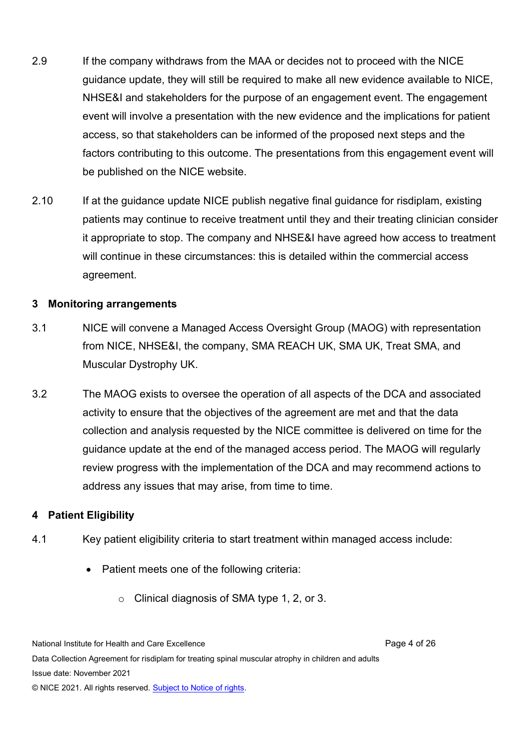2.9 If the company withdraws from the MAA or decides not to proceed with the NICE guidance update, they will still be required to make all new evidence available to NICE, NHSE&I and stakeholders for the purpose of an engagement event. The engagement event will involve a presentation with the new evidence and the implications for patient access, so that stakeholders can be informed of the proposed next steps and the factors contributing to this outcome. The presentations from this engagement event will be published on the NICE website.

2.10 If at the guidance update NICE publish negative final guidance for risdiplam, existing patients may continue to receive treatment until they and their treating clinician consider it appropriate to stop. The company and NHSE&I have agreed how access to treatment will continue in these circumstances: this is detailed within the commercial access agreement.

## 3 Monitoring arrangements

3.1 NICE will convene a Managed Access Oversight Group (MAOG) with representation from NICE, NHSE&I, the company, SMA REACH UK, SMA UK, Treat SMA, and Muscular Dystrophy UK.

3.2 The MAOG exists to oversee the operation of all aspects of the DCA and associated activity to ensure that the objectives of the agreement are met and that the data collection and analysis requested by the NICE committee is delivered on time for the guidance update at the end of the managed access period. The MAOG will regularly review progress with the implementation of the DCA and may recommend actions to address any issues that may arise, from time to time.

## 4 Patient Eligibility

4.1 Key patient eligibility criteria to start treatment within managed access include:

- Patient meets one of the following criteria:
  - Clinical diagnosis of SMA type 1, 2, or 3.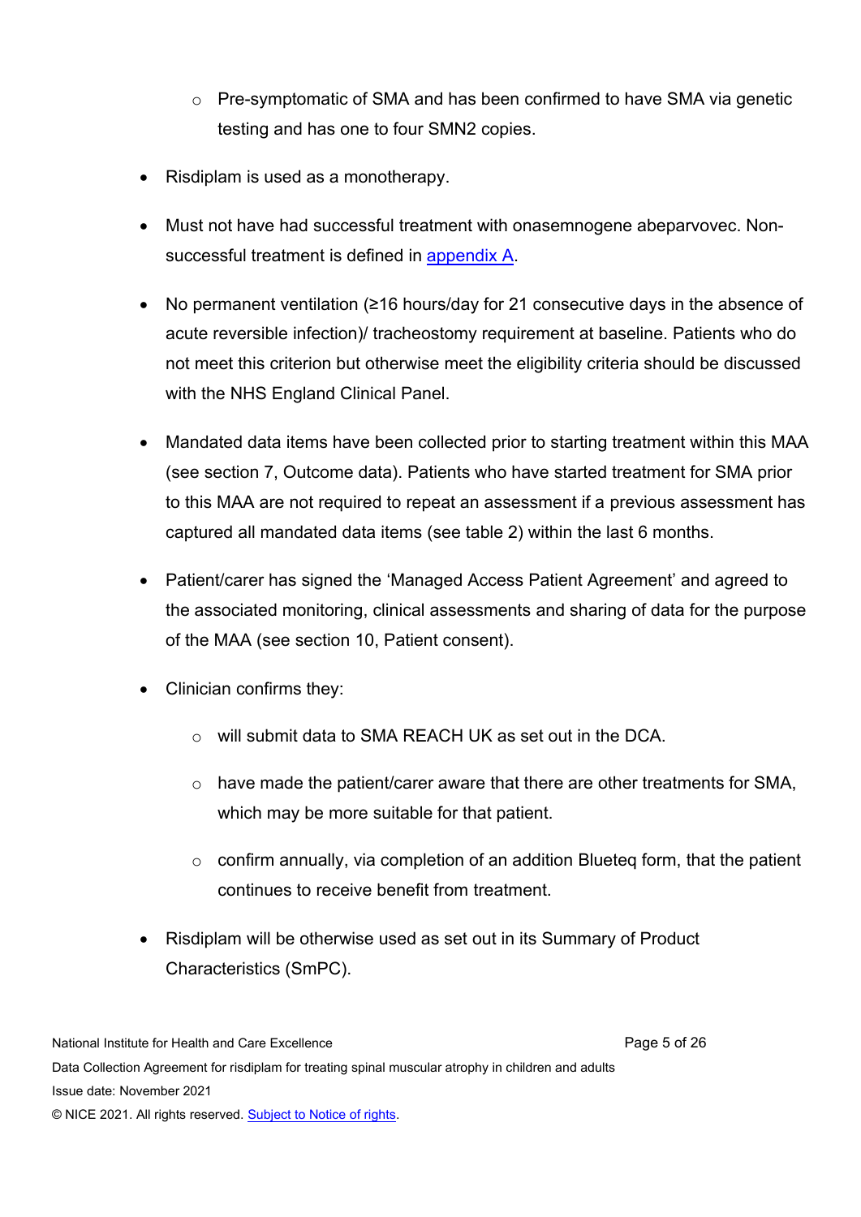- Pre-symptomatic of SMA and has been confirmed to have SMA via genetic testing and has one to four SMN2 copies.

- Risdiplam is used as a monotherapy.

- Must not have had successful treatment with onasemnogene abeparvovec. Non-successful treatment is defined in [appendix A](#).

- No permanent ventilation (≥16 hours/day for 21 consecutive days in the absence of acute reversible infection)/ tracheostomy requirement at baseline. Patients who do not meet this criterion but otherwise meet the eligibility criteria should be discussed with the NHS England Clinical Panel.

- Mandated data items have been collected prior to starting treatment within this MAA (see section 7, Outcome data). Patients who have started treatment for SMA prior to this MAA are not required to repeat an assessment if a previous assessment has captured all mandated data items (see table 2) within the last 6 months.

- Patient/carer has signed the 'Managed Access Patient Agreement' and agreed to the associated monitoring, clinical assessments and sharing of data for the purpose of the MAA (see section 10, Patient consent).

- Clinician confirms they:
  - will submit data to SMA REACH UK as set out in the DCA.
  - have made the patient/carer aware that there are other treatments for SMA, which may be more suitable for that patient.
  - confirm annually, via completion of an addition Blueteq form, that the patient continues to receive benefit from treatment.

- Risdiplam will be otherwise used as set out in its Summary of Product Characteristics (SmPC).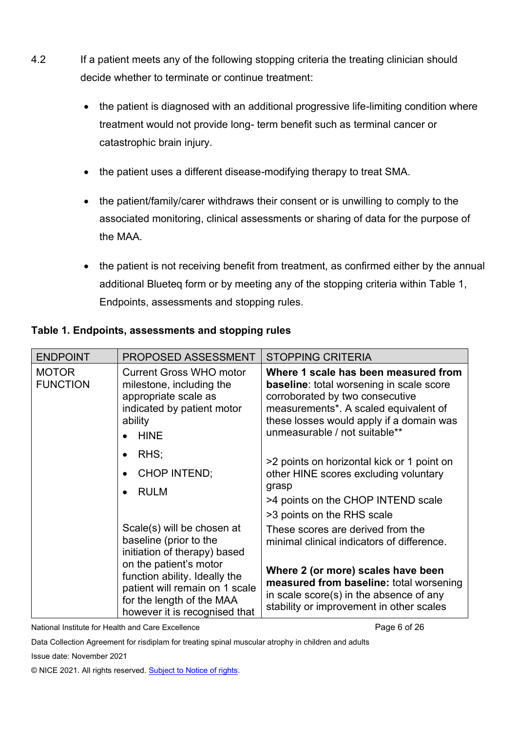4.2 If a patient meets any of the following stopping criteria the treating clinician should decide whether to terminate or continue treatment:

- the patient is diagnosed with an additional progressive life-limiting condition where treatment would not provide long- term benefit such as terminal cancer or catastrophic brain injury.
- the patient uses a different disease-modifying therapy to treat SMA.
- the patient/family/carer withdraws their consent or is unwilling to comply to the associated monitoring, clinical assessments or sharing of data for the purpose of the MAA.
- the patient is not receiving benefit from treatment, as confirmed either by the annual additional Blueteq form or by meeting any of the stopping criteria within Table 1, Endpoints, assessments and stopping rules.

**Table 1. Endpoints, assessments and stopping rules**

| ENDPOINT | PROPOSED ASSESSMENT | STOPPING CRITERIA |
|---|---|---|
| MOTOR FUNCTION | Current Gross WHO motor milestone, including the appropriate scale as indicated by patient motor ability<br>• HINE<br>• RHS;<br>• CHOP INTEND;<br>• RULM<br><br>Scale(s) will be chosen at baseline (prior to the initiation of therapy) based on the patient's motor function ability. Ideally the patient will remain on 1 scale for the length of the MAA however it is recognised that | **Where 1 scale has been measured from baseline**: total worsening in scale score corroborated by two consecutive measurements*. A scaled equivalent of these losses would apply if a domain was unmeasurable / not suitable**<br><br>>2 points on horizontal kick or 1 point on other HINE scores excluding voluntary grasp<br>>4 points on the CHOP INTEND scale<br>>3 points on the RHS scale<br>These scores are derived from the minimal clinical indicators of difference.<br><br>**Where 2 (or more) scales have been measured from baseline:** total worsening in scale score(s) in the absence of any stability or improvement in other scales |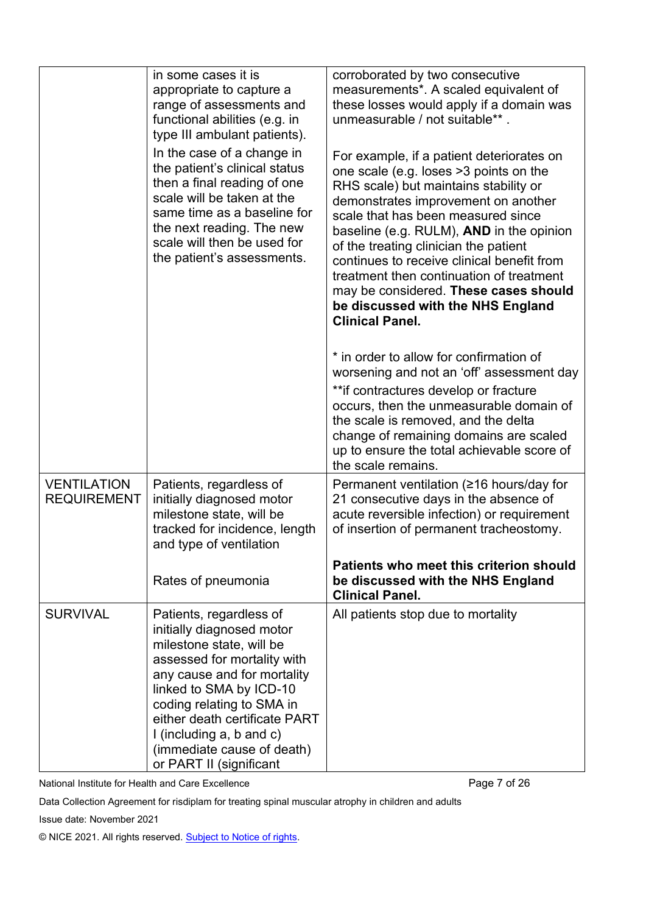| | | |
|---|---|---|
| | in some cases it is appropriate to capture a range of assessments and functional abilities (e.g. in type III ambulant patients).<br><br>In the case of a change in the patient's clinical status then a final reading of one scale will be taken at the same time as a baseline for the next reading. The new scale will then be used for the patient's assessments. | corroborated by two consecutive measurements*. A scaled equivalent of these losses would apply if a domain was unmeasurable / not suitable** .<br><br>For example, if a patient deteriorates on one scale (e.g. loses >3 points on the RHS scale) but maintains stability or demonstrates improvement on another scale that has been measured since baseline (e.g. RULM), **AND** in the opinion of the treating clinician the patient continues to receive clinical benefit from treatment then continuation of treatment may be considered. **These cases should be discussed with the NHS England Clinical Panel.**<br><br>* in order to allow for confirmation of worsening and not an 'off' assessment day<br><br>**if contractures develop or fracture occurs, then the unmeasurable domain of the scale is removed, and the delta change of remaining domains are scaled up to ensure the total achievable score of the scale remains. |
| VENTILATION REQUIREMENT | Patients, regardless of initially diagnosed motor milestone state, will be tracked for incidence, length and type of ventilation<br><br>Rates of pneumonia | Permanent ventilation (≥16 hours/day for 21 consecutive days in the absence of acute reversible infection) or requirement of insertion of permanent tracheostomy.<br><br>**Patients who meet this criterion should be discussed with the NHS England Clinical Panel.** |
| SURVIVAL | Patients, regardless of initially diagnosed motor milestone state, will be assessed for mortality with any cause and for mortality linked to SMA by ICD-10 coding relating to SMA in either death certificate PART I (including a, b and c) (immediate cause of death) or PART II (significant | All patients stop due to mortality |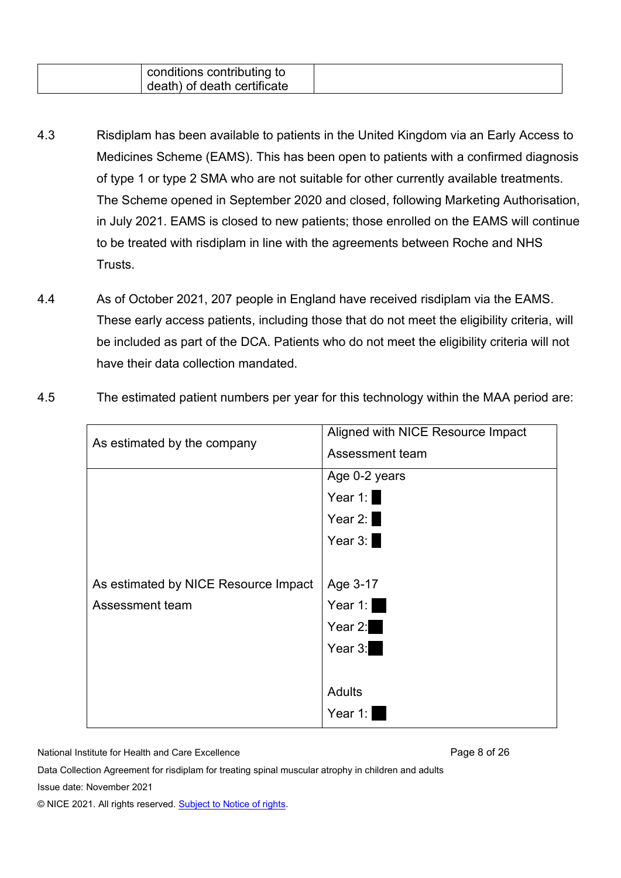| | conditions contributing to death) of death certificate | |
|---|---|---|

4.3 Risdiplam has been available to patients in the United Kingdom via an Early Access to Medicines Scheme (EAMS). This has been open to patients with a confirmed diagnosis of type 1 or type 2 SMA who are not suitable for other currently available treatments. The Scheme opened in September 2020 and closed, following Marketing Authorisation, in July 2021. EAMS is closed to new patients; those enrolled on the EAMS will continue to be treated with risdiplam in line with the agreements between Roche and NHS Trusts.

4.4 As of October 2021, 207 people in England have received risdiplam via the EAMS. These early access patients, including those that do not meet the eligibility criteria, will be included as part of the DCA. Patients who do not meet the eligibility criteria will not have their data collection mandated.

4.5 The estimated patient numbers per year for this technology within the MAA period are:

| As estimated by the company | Aligned with NICE Resource Impact Assessment team |
|---|---|
| As estimated by NICE Resource Impact Assessment team | Age 0-2 years<br>Year 1: ██<br>Year 2: ██<br>Year 3: ██<br><br>Age 3-17<br>Year 1: ██<br>Year 2: ██<br>Year 3: ██<br><br>Adults<br>Year 1: ██ |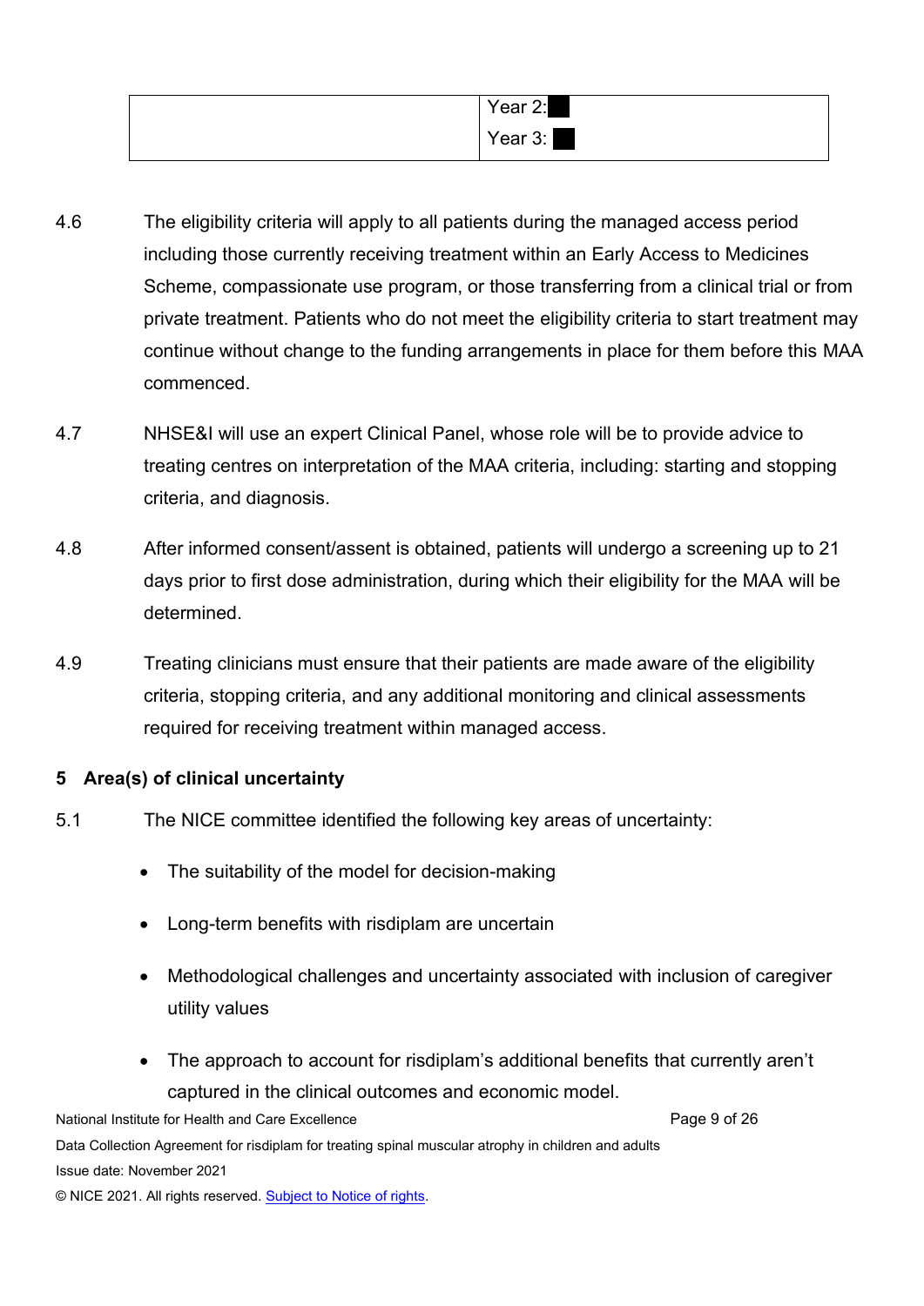| | Year 2: ██ |
|---|---|
| | Year 3: ██ |

4.6 The eligibility criteria will apply to all patients during the managed access period including those currently receiving treatment within an Early Access to Medicines Scheme, compassionate use program, or those transferring from a clinical trial or from private treatment. Patients who do not meet the eligibility criteria to start treatment may continue without change to the funding arrangements in place for them before this MAA commenced.

4.7 NHSE&I will use an expert Clinical Panel, whose role will be to provide advice to treating centres on interpretation of the MAA criteria, including: starting and stopping criteria, and diagnosis.

4.8 After informed consent/assent is obtained, patients will undergo a screening up to 21 days prior to first dose administration, during which their eligibility for the MAA will be determined.

4.9 Treating clinicians must ensure that their patients are made aware of the eligibility criteria, stopping criteria, and any additional monitoring and clinical assessments required for receiving treatment within managed access.

## 5 Area(s) of clinical uncertainty

5.1 The NICE committee identified the following key areas of uncertainty:

- The suitability of the model for decision-making
- Long-term benefits with risdiplam are uncertain
- Methodological challenges and uncertainty associated with inclusion of caregiver utility values
- The approach to account for risdiplam's additional benefits that currently aren't captured in the clinical outcomes and economic model.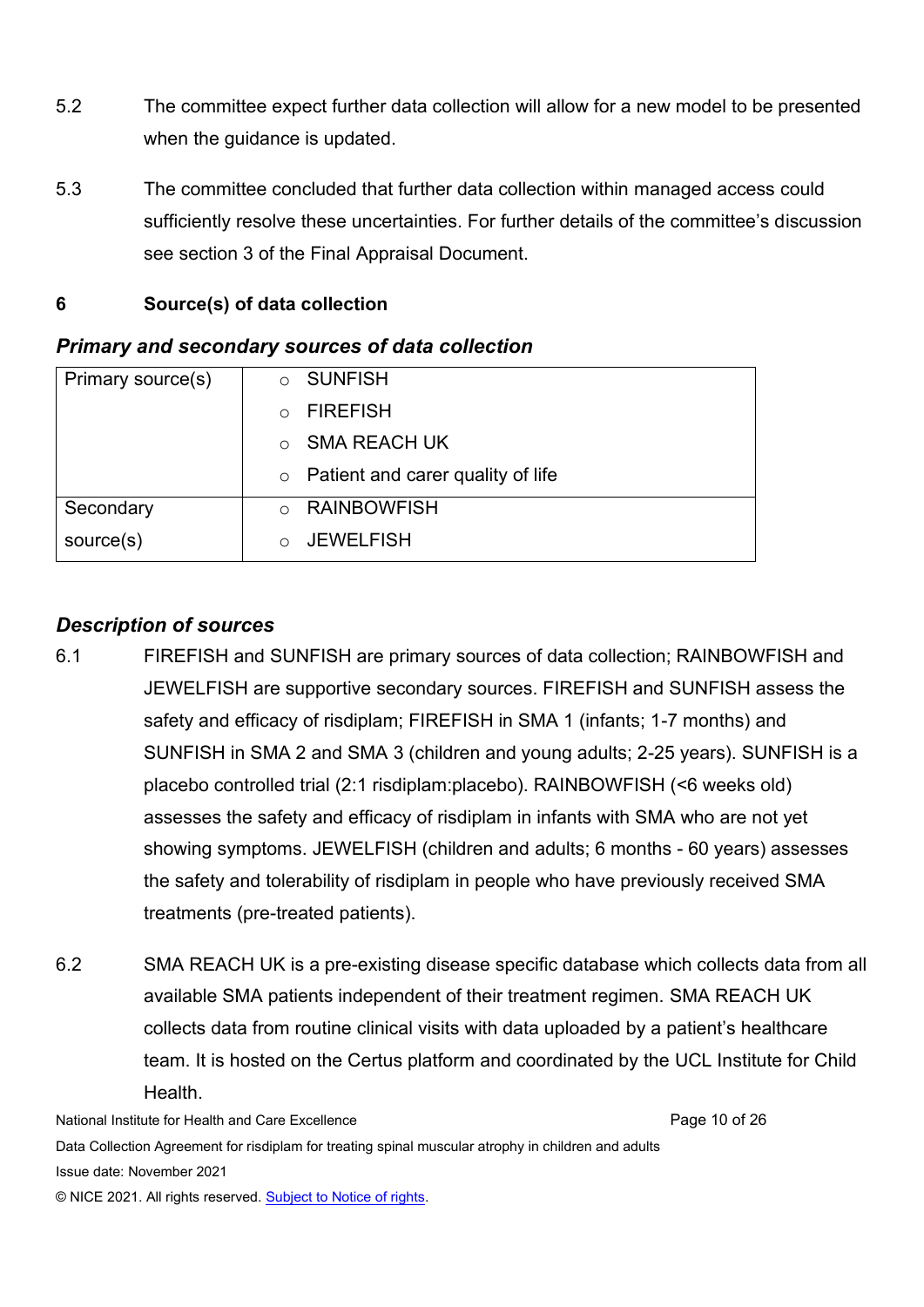5.2 The committee expect further data collection will allow for a new model to be presented when the guidance is updated.

5.3 The committee concluded that further data collection within managed access could sufficiently resolve these uncertainties. For further details of the committee's discussion see section 3 of the Final Appraisal Document.

## 6 Source(s) of data collection

### *Primary and secondary sources of data collection*

| | |
|---|---|
| Primary source(s) | ○ SUNFISH<br>○ FIREFISH<br>○ SMA REACH UK<br>○ Patient and carer quality of life |
| Secondary source(s) | ○ RAINBOWFISH<br>○ JEWELFISH |

### *Description of sources*

6.1 FIREFISH and SUNFISH are primary sources of data collection; RAINBOWFISH and JEWELFISH are supportive secondary sources. FIREFISH and SUNFISH assess the safety and efficacy of risdiplam; FIREFISH in SMA 1 (infants; 1-7 months) and SUNFISH in SMA 2 and SMA 3 (children and young adults; 2-25 years). SUNFISH is a placebo controlled trial (2:1 risdiplam:placebo). RAINBOWFISH (<6 weeks old) assesses the safety and efficacy of risdiplam in infants with SMA who are not yet showing symptoms. JEWELFISH (children and adults; 6 months - 60 years) assesses the safety and tolerability of risdiplam in people who have previously received SMA treatments (pre-treated patients).

6.2 SMA REACH UK is a pre-existing disease specific database which collects data from all available SMA patients independent of their treatment regimen. SMA REACH UK collects data from routine clinical visits with data uploaded by a patient's healthcare team. It is hosted on the Certus platform and coordinated by the UCL Institute for Child Health.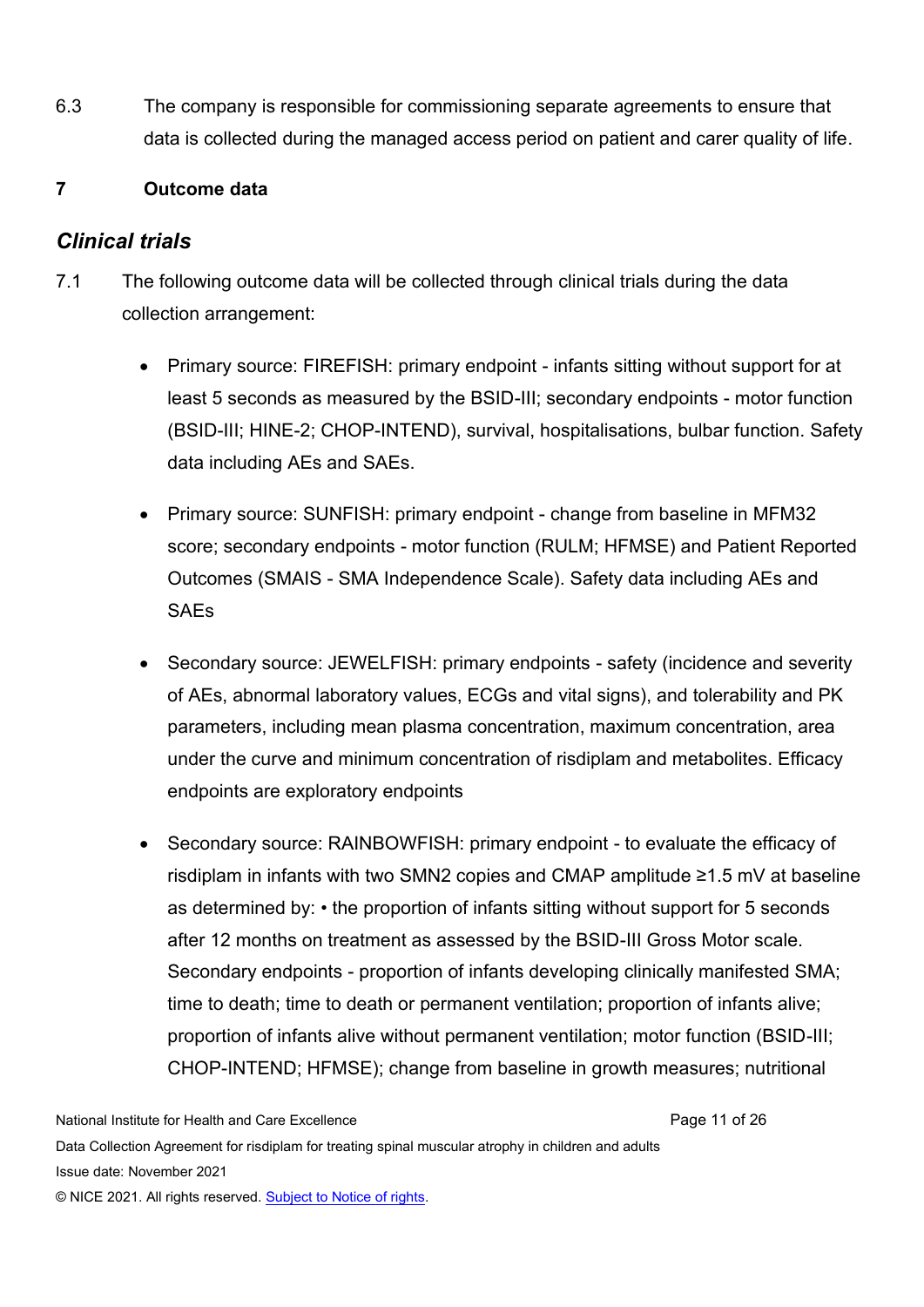6.3 The company is responsible for commissioning separate agreements to ensure that data is collected during the managed access period on patient and carer quality of life.

## 7 Outcome data

### *Clinical trials*

7.1 The following outcome data will be collected through clinical trials during the data collection arrangement:

- Primary source: FIREFISH: primary endpoint - infants sitting without support for at least 5 seconds as measured by the BSID-III; secondary endpoints - motor function (BSID-III; HINE-2; CHOP-INTEND), survival, hospitalisations, bulbar function. Safety data including AEs and SAEs.

- Primary source: SUNFISH: primary endpoint - change from baseline in MFM32 score; secondary endpoints - motor function (RULM; HFMSE) and Patient Reported Outcomes (SMAIS - SMA Independence Scale). Safety data including AEs and SAEs

- Secondary source: JEWELFISH: primary endpoints - safety (incidence and severity of AEs, abnormal laboratory values, ECGs and vital signs), and tolerability and PK parameters, including mean plasma concentration, maximum concentration, area under the curve and minimum concentration of risdiplam and metabolites. Efficacy endpoints are exploratory endpoints

- Secondary source: RAINBOWFISH: primary endpoint - to evaluate the efficacy of risdiplam in infants with two SMN2 copies and CMAP amplitude ≥1.5 mV at baseline as determined by: • the proportion of infants sitting without support for 5 seconds after 12 months on treatment as assessed by the BSID-III Gross Motor scale. Secondary endpoints - proportion of infants developing clinically manifested SMA; time to death; time to death or permanent ventilation; proportion of infants alive; proportion of infants alive without permanent ventilation; motor function (BSID-III; CHOP-INTEND; HFMSE); change from baseline in growth measures; nutritional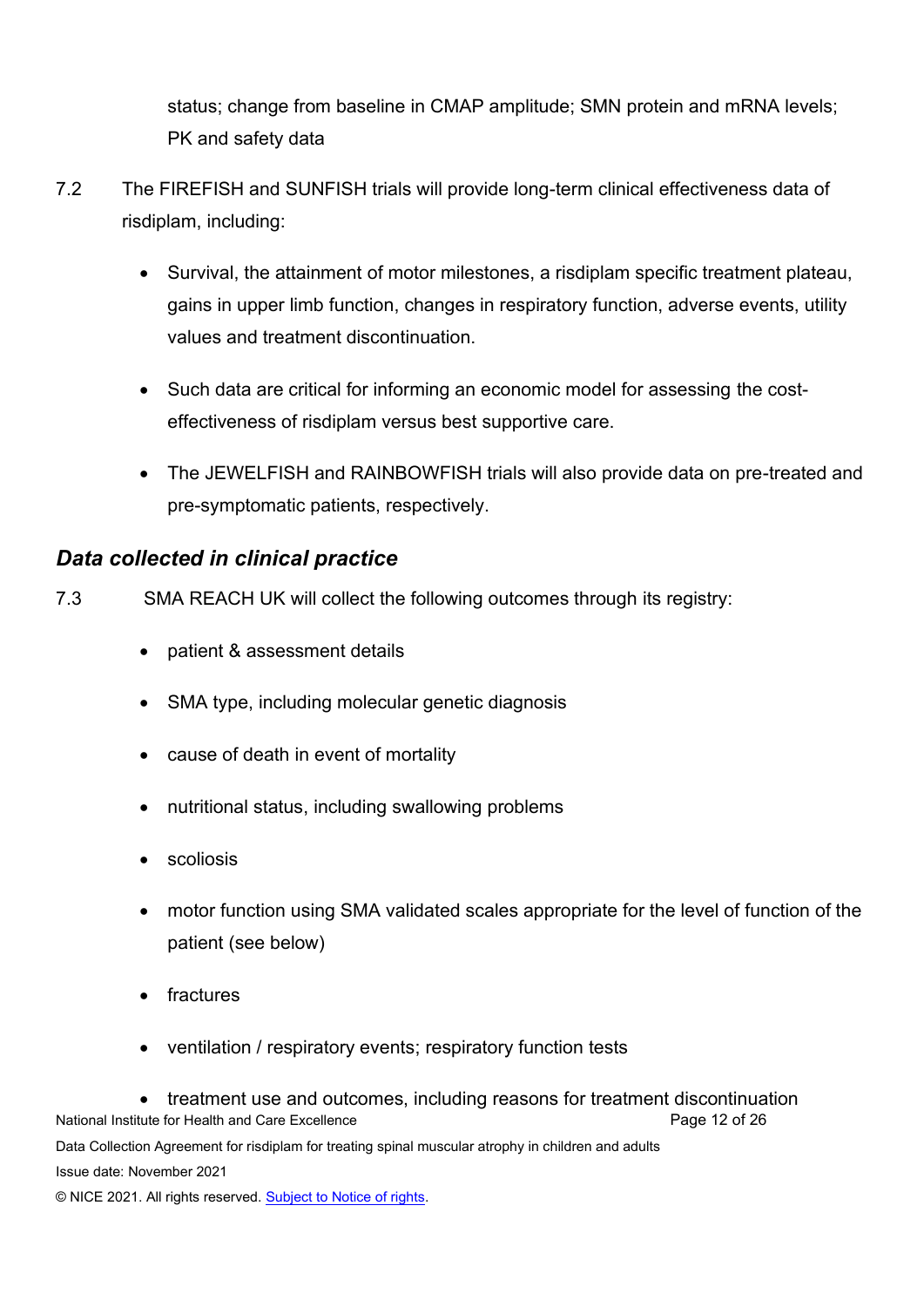status; change from baseline in CMAP amplitude; SMN protein and mRNA levels; PK and safety data

7.2 The FIREFISH and SUNFISH trials will provide long-term clinical effectiveness data of risdiplam, including:

- Survival, the attainment of motor milestones, a risdiplam specific treatment plateau, gains in upper limb function, changes in respiratory function, adverse events, utility values and treatment discontinuation.
- Such data are critical for informing an economic model for assessing the cost-effectiveness of risdiplam versus best supportive care.
- The JEWELFISH and RAINBOWFISH trials will also provide data on pre-treated and pre-symptomatic patients, respectively.

### *Data collected in clinical practice*

7.3 SMA REACH UK will collect the following outcomes through its registry:

- patient & assessment details
- SMA type, including molecular genetic diagnosis
- cause of death in event of mortality
- nutritional status, including swallowing problems
- scoliosis
- motor function using SMA validated scales appropriate for the level of function of the patient (see below)
- fractures
- ventilation / respiratory events; respiratory function tests
- treatment use and outcomes, including reasons for treatment discontinuation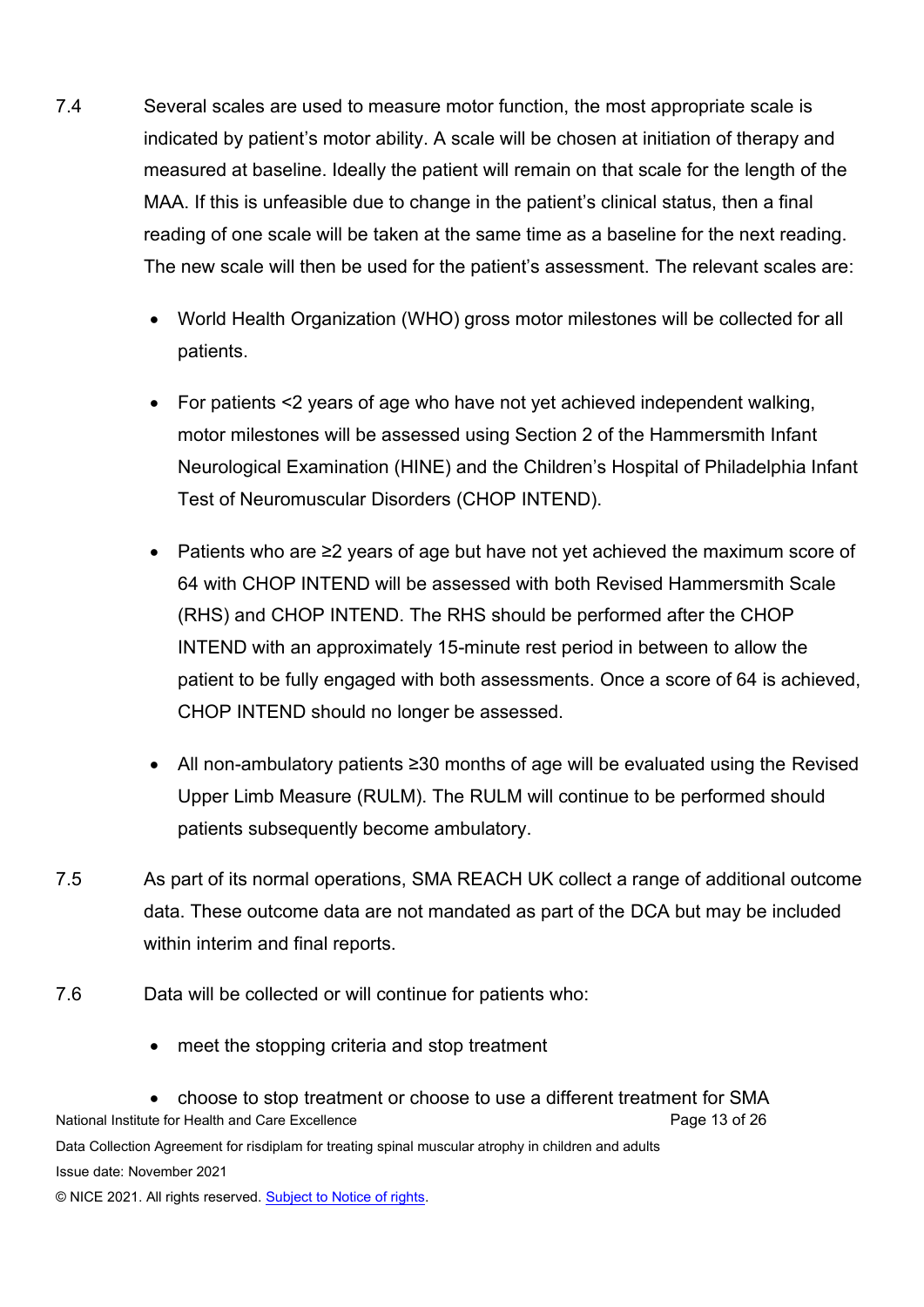7.4 Several scales are used to measure motor function, the most appropriate scale is indicated by patient's motor ability. A scale will be chosen at initiation of therapy and measured at baseline. Ideally the patient will remain on that scale for the length of the MAA. If this is unfeasible due to change in the patient's clinical status, then a final reading of one scale will be taken at the same time as a baseline for the next reading. The new scale will then be used for the patient's assessment. The relevant scales are:

- World Health Organization (WHO) gross motor milestones will be collected for all patients.
- For patients <2 years of age who have not yet achieved independent walking, motor milestones will be assessed using Section 2 of the Hammersmith Infant Neurological Examination (HINE) and the Children's Hospital of Philadelphia Infant Test of Neuromuscular Disorders (CHOP INTEND).
- Patients who are ≥2 years of age but have not yet achieved the maximum score of 64 with CHOP INTEND will be assessed with both Revised Hammersmith Scale (RHS) and CHOP INTEND. The RHS should be performed after the CHOP INTEND with an approximately 15-minute rest period in between to allow the patient to be fully engaged with both assessments. Once a score of 64 is achieved, CHOP INTEND should no longer be assessed.
- All non-ambulatory patients ≥30 months of age will be evaluated using the Revised Upper Limb Measure (RULM). The RULM will continue to be performed should patients subsequently become ambulatory.

7.5 As part of its normal operations, SMA REACH UK collect a range of additional outcome data. These outcome data are not mandated as part of the DCA but may be included within interim and final reports.

7.6 Data will be collected or will continue for patients who:

- meet the stopping criteria and stop treatment
- choose to stop treatment or choose to use a different treatment for SMA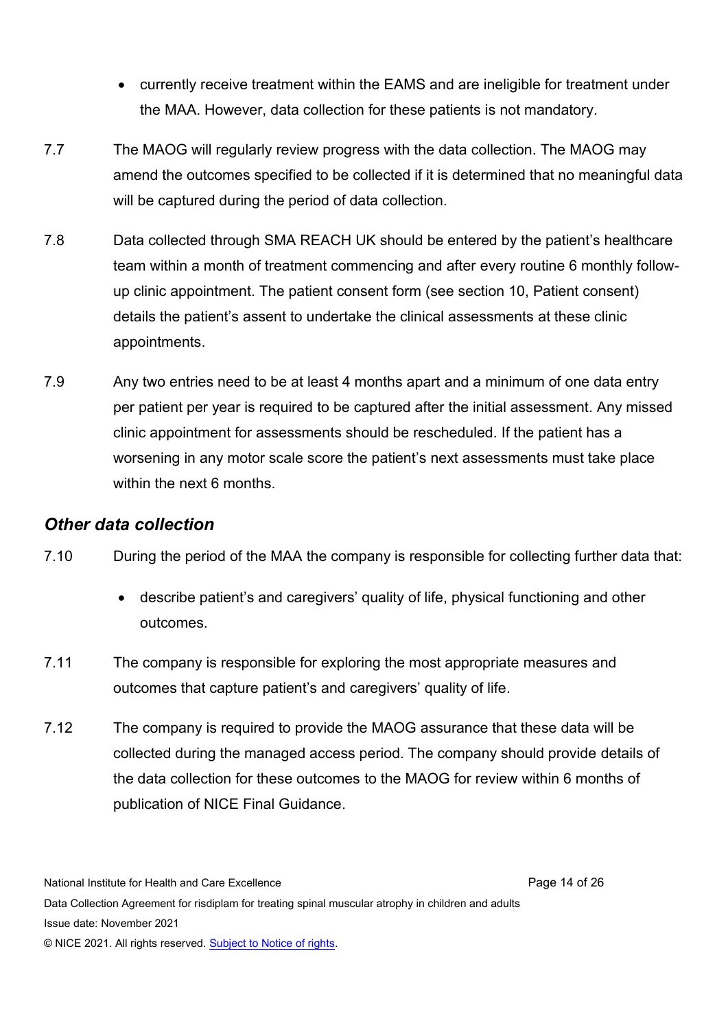- currently receive treatment within the EAMS and are ineligible for treatment under the MAA. However, data collection for these patients is not mandatory.

7.7 The MAOG will regularly review progress with the data collection. The MAOG may amend the outcomes specified to be collected if it is determined that no meaningful data will be captured during the period of data collection.

7.8 Data collected through SMA REACH UK should be entered by the patient's healthcare team within a month of treatment commencing and after every routine 6 monthly follow-up clinic appointment. The patient consent form (see section 10, Patient consent) details the patient's assent to undertake the clinical assessments at these clinic appointments.

7.9 Any two entries need to be at least 4 months apart and a minimum of one data entry per patient per year is required to be captured after the initial assessment. Any missed clinic appointment for assessments should be rescheduled. If the patient has a worsening in any motor scale score the patient's next assessments must take place within the next 6 months.

### *Other data collection*

7.10 During the period of the MAA the company is responsible for collecting further data that:

- describe patient's and caregivers' quality of life, physical functioning and other outcomes.

7.11 The company is responsible for exploring the most appropriate measures and outcomes that capture patient's and caregivers' quality of life.

7.12 The company is required to provide the MAOG assurance that these data will be collected during the managed access period. The company should provide details of the data collection for these outcomes to the MAOG for review within 6 months of publication of NICE Final Guidance.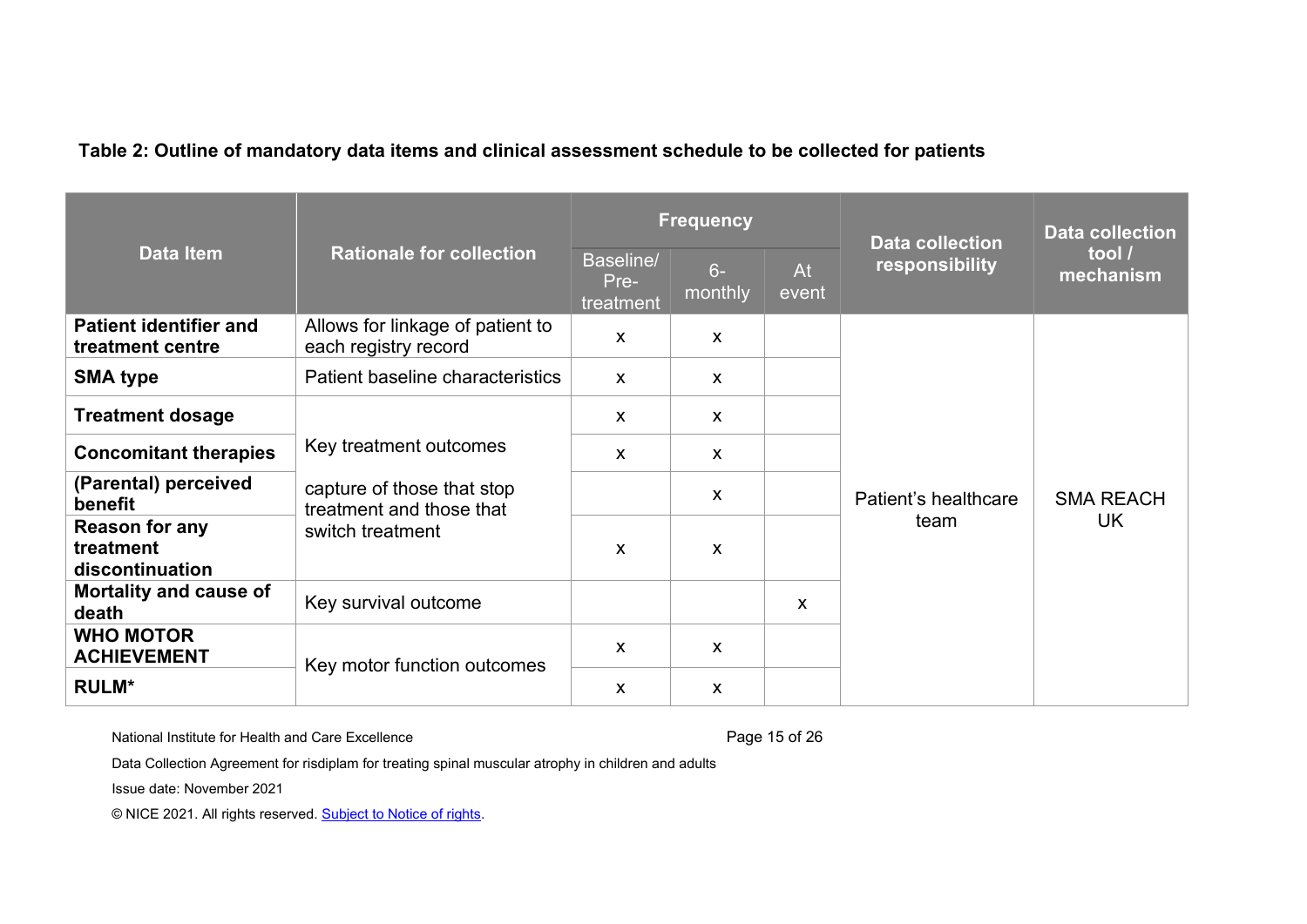**Table 2: Outline of mandatory data items and clinical assessment schedule to be collected for patients**

| Data Item | Rationale for collection | Frequency | | | Data collection responsibility | Data collection tool / mechanism |
|---|---|---|---|---|---|---|
| | | Baseline/ Pre-treatment | 6-monthly | At event | | |
| **Patient identifier and treatment centre** | Allows for linkage of patient to each registry record | x | x | | Patient's healthcare team | SMA REACH UK |
| **SMA type** | Patient baseline characteristics | x | x | | | |
| **Treatment dosage** | Key treatment outcomes capture of those that stop treatment and those that switch treatment | x | x | | | |
| **Concomitant therapies** | | x | x | | | |
| **(Parental) perceived benefit** | | | x | | | |
| **Reason for any treatment discontinuation** | | x | x | | | |
| **Mortality and cause of death** | Key survival outcome | | | x | | |
| **WHO MOTOR ACHIEVEMENT** | Key motor function outcomes | x | x | | | |
| **RULM*** | | x | x | | | |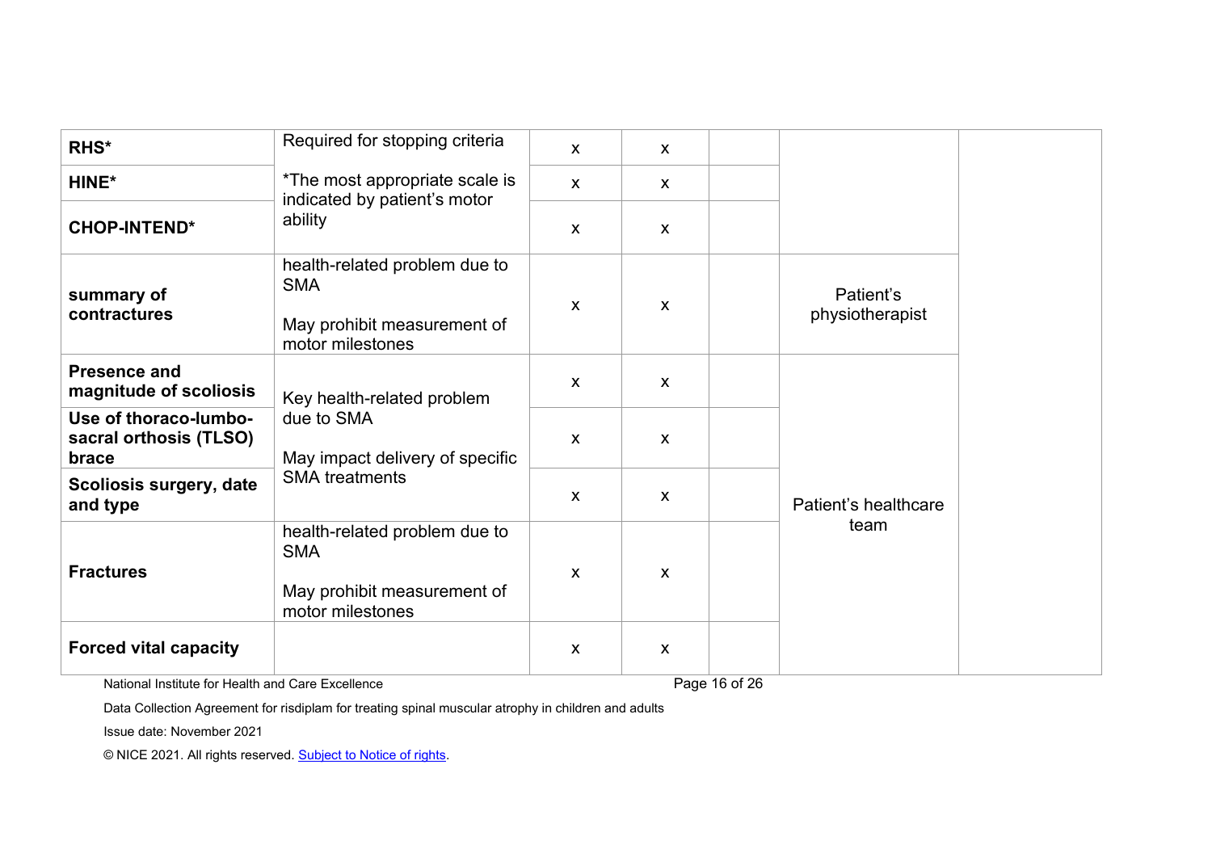| | | | | | | |
|---|---|---|---|---|---|---|
| **RHS*** | Required for stopping criteria | x | x | | | |
| **HINE*** | *The most appropriate scale is indicated by patient's motor ability | x | x | | | |
| **CHOP-INTEND*** | | x | x | | | |
| **summary of contractures** | health-related problem due to SMA<br><br>May prohibit measurement of motor milestones | x | x | | Patient's physiotherapist | |
| **Presence and magnitude of scoliosis** | Key health-related problem due to SMA<br><br>May impact delivery of specific SMA treatments | x | x | | Patient's healthcare team | |
| **Use of thoraco-lumbo-sacral orthosis (TLSO) brace** | | x | x | | | |
| **Scoliosis surgery, date and type** | | x | x | | | |
| **Fractures** | health-related problem due to SMA<br><br>May prohibit measurement of motor milestones | x | x | | | |
| **Forced vital capacity** | | x | x | | | |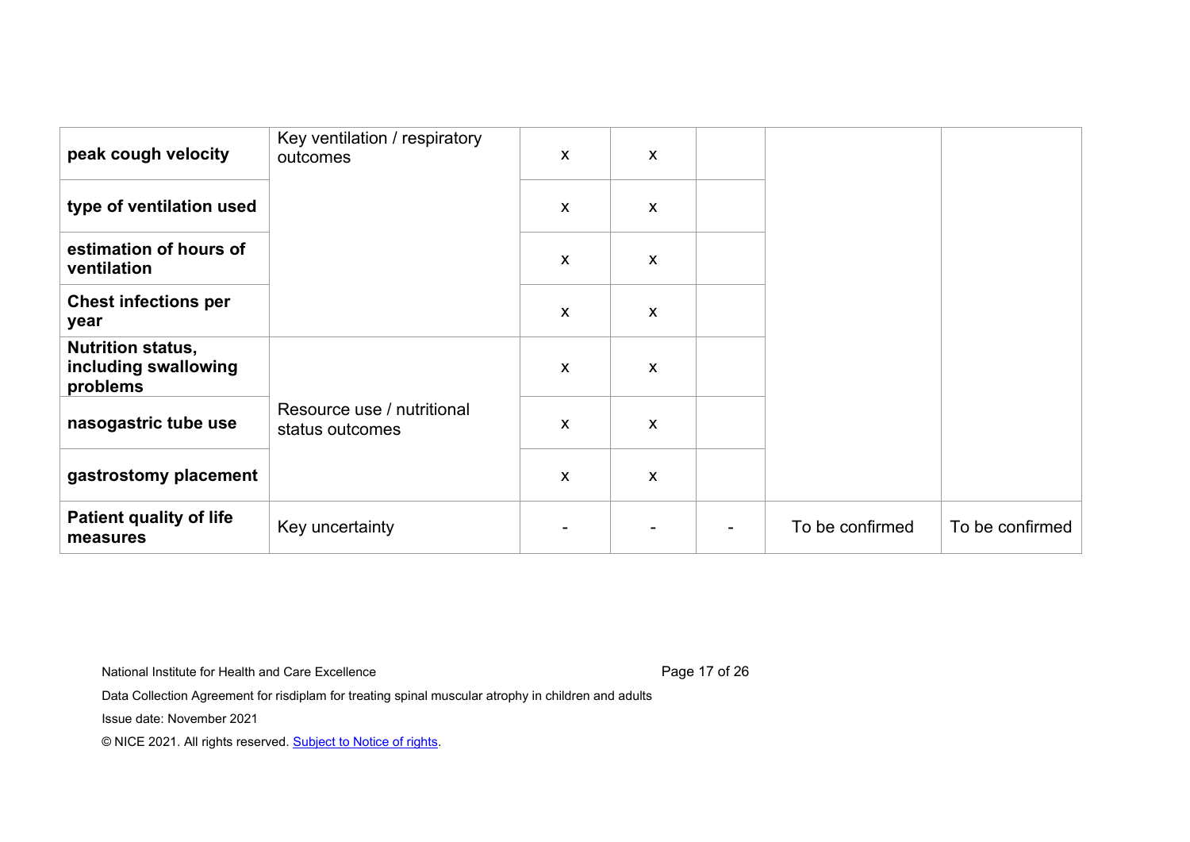| | | | | | | |
|---|---|---|---|---|---|---|
| **peak cough velocity** | Key ventilation / respiratory outcomes | x | x | | | |
| **type of ventilation used** | | x | x | | | |
| **estimation of hours of ventilation** | | x | x | | | |
| **Chest infections per year** | | x | x | | | |
| **Nutrition status, including swallowing problems** | Resource use / nutritional status outcomes | x | x | | | |
| **nasogastric tube use** | | x | x | | | |
| **gastrostomy placement** | | x | x | | | |
| **Patient quality of life measures** | Key uncertainty | - | - | - | To be confirmed | To be confirmed |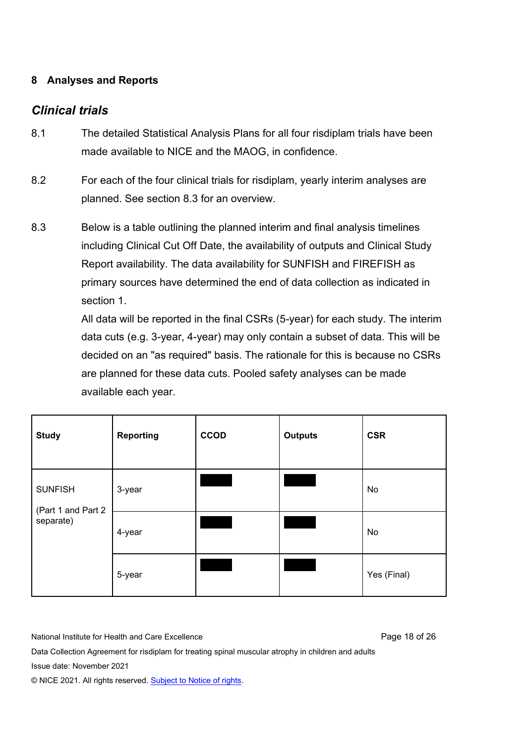## 8 Analyses and Reports

### *Clinical trials*

8.1 The detailed Statistical Analysis Plans for all four risdiplam trials have been made available to NICE and the MAOG, in confidence.

8.2 For each of the four clinical trials for risdiplam, yearly interim analyses are planned. See section 8.3 for an overview.

8.3 Below is a table outlining the planned interim and final analysis timelines including Clinical Cut Off Date, the availability of outputs and Clinical Study Report availability. The data availability for SUNFISH and FIREFISH as primary sources have determined the end of data collection as indicated in section 1.

All data will be reported in the final CSRs (5-year) for each study. The interim data cuts (e.g. 3-year, 4-year) may only contain a subset of data. This will be decided on an "as required" basis. The rationale for this is because no CSRs are planned for these data cuts. Pooled safety analyses can be made available each year.

| Study | Reporting | CCOD | Outputs | CSR |
|---|---|---|---|---|
| SUNFISH (Part 1 and Part 2 separate) | 3-year | ██ | ██ | No |
| | 4-year | ██ | ██ | No |
| | 5-year | ██ | ██ | Yes (Final) |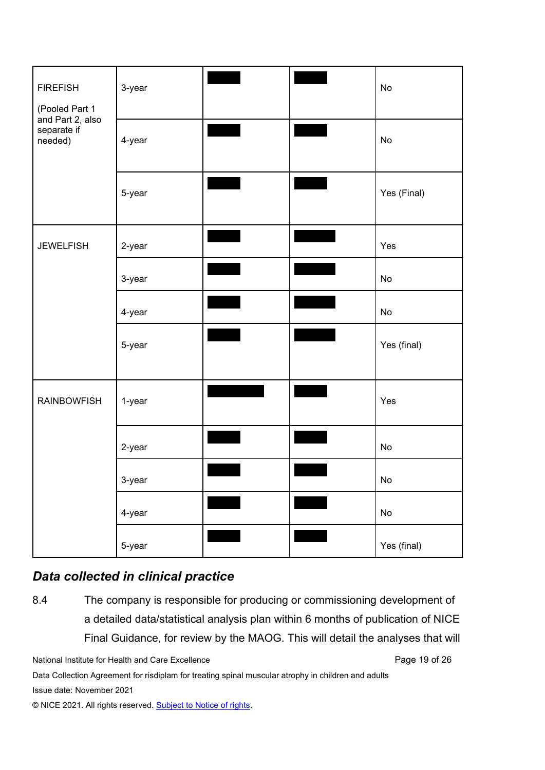| | | | | |
|---|---|---|---|---|
| FIREFISH (Pooled Part 1 and Part 2, also separate if needed) | 3-year | ████ | ████ | No |
| | 4-year | ████ | ████ | No |
| | 5-year | ████ | ████ | Yes (Final) |
| JEWELFISH | 2-year | ████ | ████ | Yes |
| | 3-year | ████ | ████ | No |
| | 4-year | ████ | ████ | No |
| | 5-year | ████ | ████ | Yes (final) |
| RAINBOWFISH | 1-year | ████ | ████ | Yes |
| | 2-year | ████ | ████ | No |
| | 3-year | ████ | ████ | No |
| | 4-year | ████ | ████ | No |
| | 5-year | ████ | ████ | Yes (final) |

### *Data collected in clinical practice*

8.4 The company is responsible for producing or commissioning development of a detailed data/statistical analysis plan within 6 months of publication of NICE Final Guidance, for review by the MAOG. This will detail the analyses that will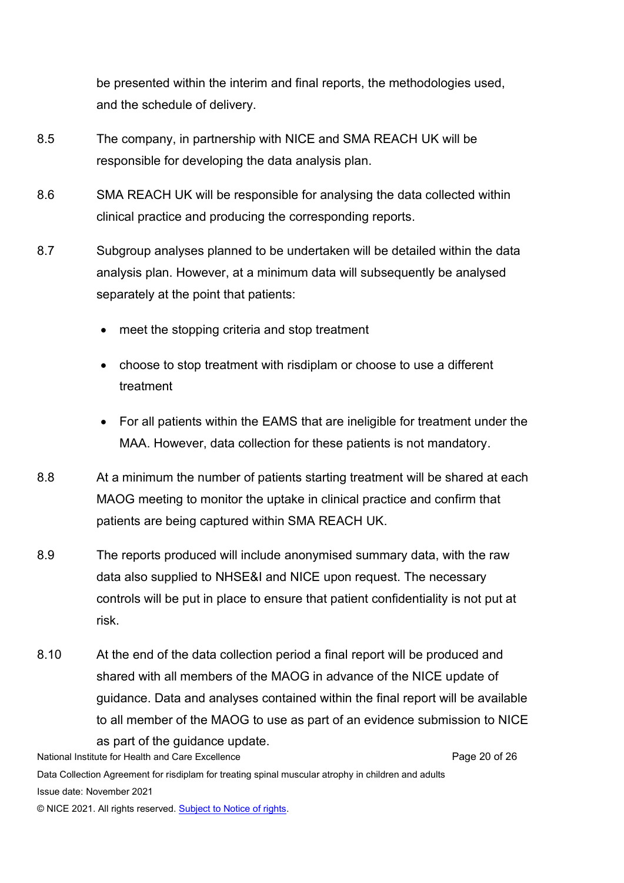be presented within the interim and final reports, the methodologies used, and the schedule of delivery.

8.5 The company, in partnership with NICE and SMA REACH UK will be responsible for developing the data analysis plan.

8.6 SMA REACH UK will be responsible for analysing the data collected within clinical practice and producing the corresponding reports.

8.7 Subgroup analyses planned to be undertaken will be detailed within the data analysis plan. However, at a minimum data will subsequently be analysed separately at the point that patients:

- meet the stopping criteria and stop treatment
- choose to stop treatment with risdiplam or choose to use a different treatment
- For all patients within the EAMS that are ineligible for treatment under the MAA. However, data collection for these patients is not mandatory.

8.8 At a minimum the number of patients starting treatment will be shared at each MAOG meeting to monitor the uptake in clinical practice and confirm that patients are being captured within SMA REACH UK.

8.9 The reports produced will include anonymised summary data, with the raw data also supplied to NHSE&I and NICE upon request. The necessary controls will be put in place to ensure that patient confidentiality is not put at risk.

8.10 At the end of the data collection period a final report will be produced and shared with all members of the MAOG in advance of the NICE update of guidance. Data and analyses contained within the final report will be available to all member of the MAOG to use as part of an evidence submission to NICE as part of the guidance update.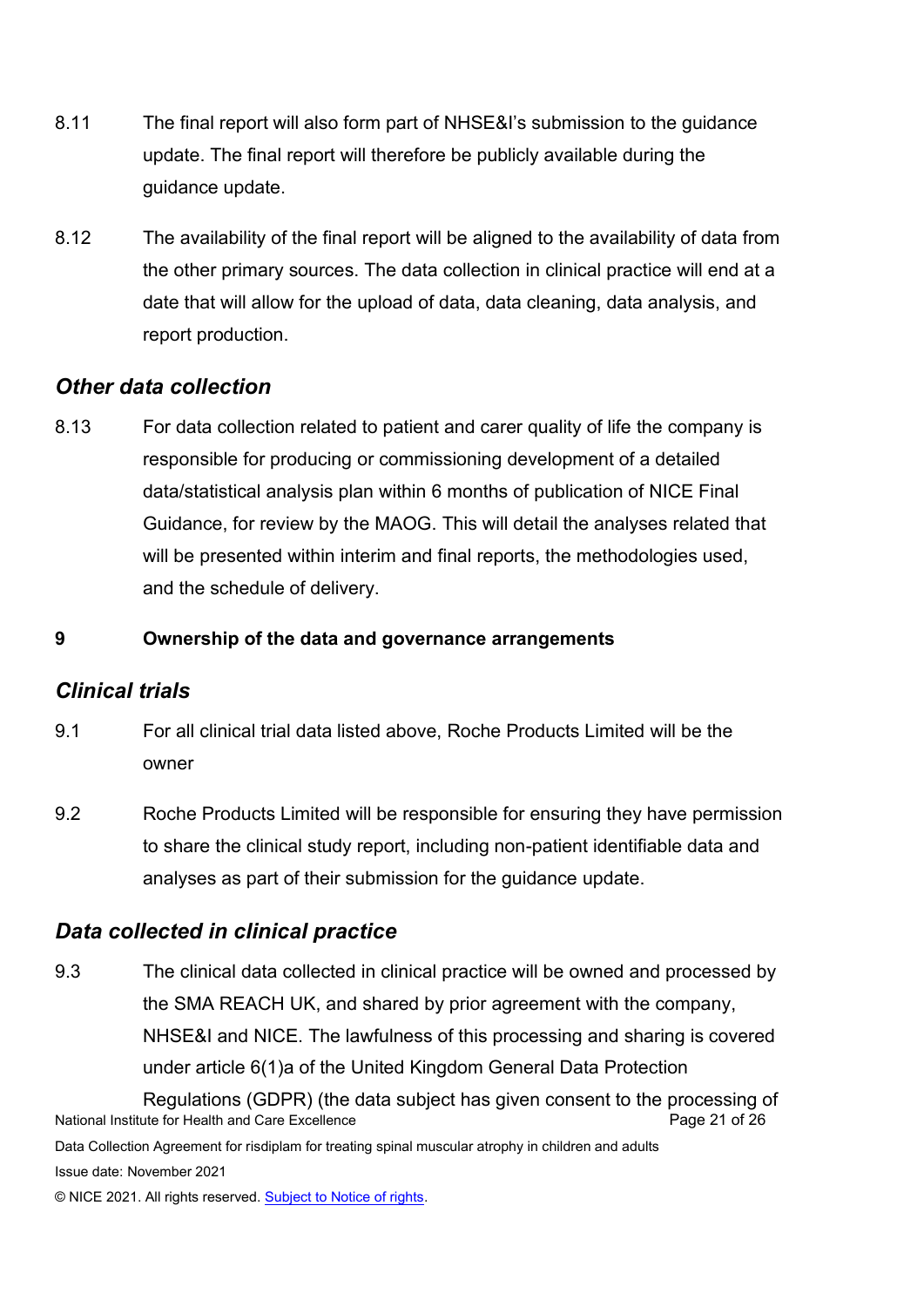8.11 The final report will also form part of NHSE&I's submission to the guidance update. The final report will therefore be publicly available during the guidance update.

8.12 The availability of the final report will be aligned to the availability of data from the other primary sources. The data collection in clinical practice will end at a date that will allow for the upload of data, data cleaning, data analysis, and report production.

### *Other data collection*

8.13 For data collection related to patient and carer quality of life the company is responsible for producing or commissioning development of a detailed data/statistical analysis plan within 6 months of publication of NICE Final Guidance, for review by the MAOG. This will detail the analyses related that will be presented within interim and final reports, the methodologies used, and the schedule of delivery.

## 9 Ownership of the data and governance arrangements

### *Clinical trials*

9.1 For all clinical trial data listed above, Roche Products Limited will be the owner

9.2 Roche Products Limited will be responsible for ensuring they have permission to share the clinical study report, including non-patient identifiable data and analyses as part of their submission for the guidance update.

### *Data collected in clinical practice*

9.3 The clinical data collected in clinical practice will be owned and processed by the SMA REACH UK, and shared by prior agreement with the company, NHSE&I and NICE. The lawfulness of this processing and sharing is covered under article 6(1)a of the United Kingdom General Data Protection Regulations (GDPR) (the data subject has given consent to the processing of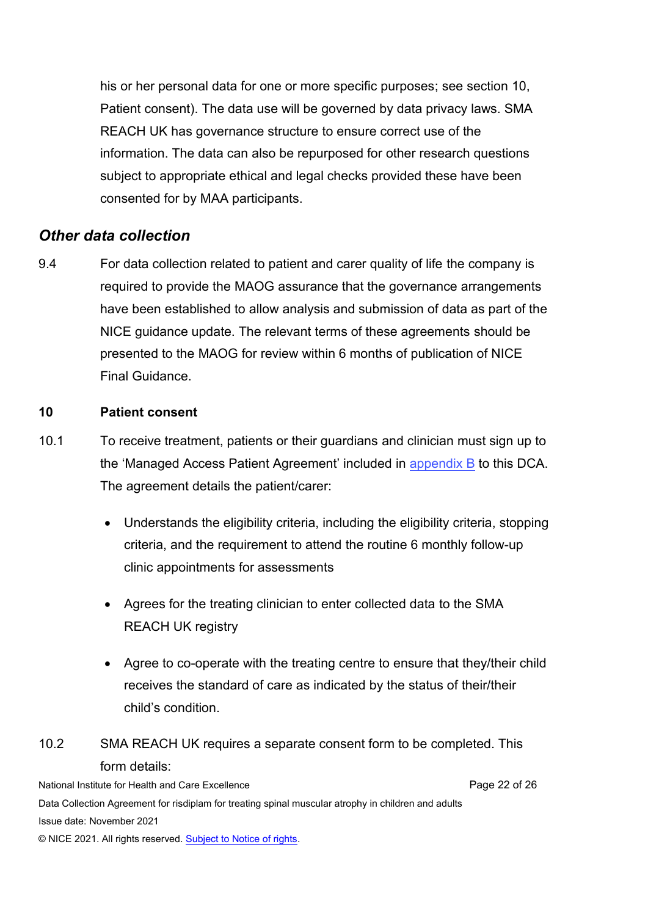his or her personal data for one or more specific purposes; see section 10, Patient consent). The data use will be governed by data privacy laws. SMA REACH UK has governance structure to ensure correct use of the information. The data can also be repurposed for other research questions subject to appropriate ethical and legal checks provided these have been consented for by MAA participants.

### *Other data collection*

9.4 For data collection related to patient and carer quality of life the company is required to provide the MAOG assurance that the governance arrangements have been established to allow analysis and submission of data as part of the NICE guidance update. The relevant terms of these agreements should be presented to the MAOG for review within 6 months of publication of NICE Final Guidance.

## 10 Patient consent

10.1 To receive treatment, patients or their guardians and clinician must sign up to the 'Managed Access Patient Agreement' included in appendix B to this DCA. The agreement details the patient/carer:

- Understands the eligibility criteria, including the eligibility criteria, stopping criteria, and the requirement to attend the routine 6 monthly follow-up clinic appointments for assessments
- Agrees for the treating clinician to enter collected data to the SMA REACH UK registry
- Agree to co-operate with the treating centre to ensure that they/their child receives the standard of care as indicated by the status of their/their child's condition.

10.2 SMA REACH UK requires a separate consent form to be completed. This form details: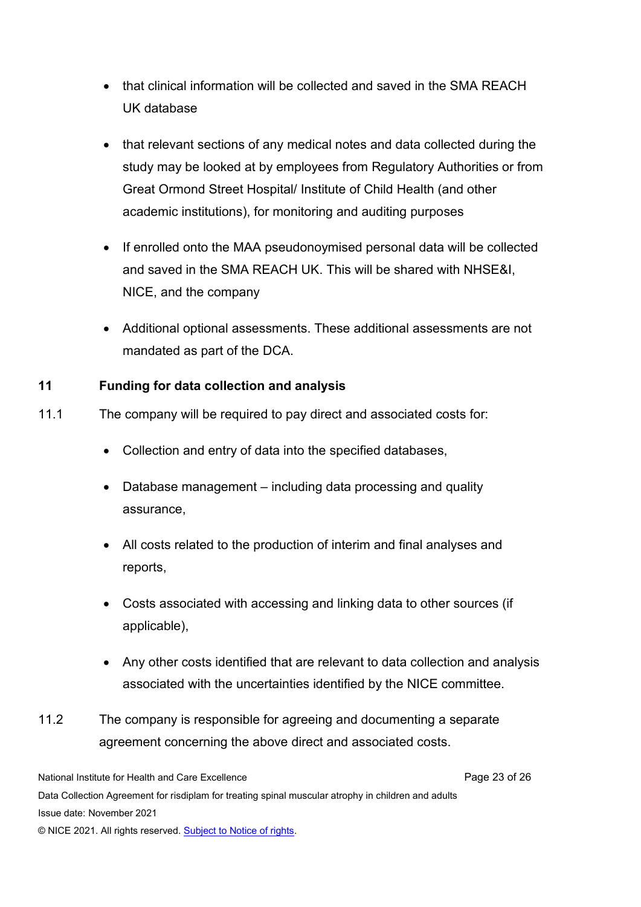- that clinical information will be collected and saved in the SMA REACH UK database
- that relevant sections of any medical notes and data collected during the study may be looked at by employees from Regulatory Authorities or from Great Ormond Street Hospital/ Institute of Child Health (and other academic institutions), for monitoring and auditing purposes
- If enrolled onto the MAA pseudonoymised personal data will be collected and saved in the SMA REACH UK. This will be shared with NHSE&I, NICE, and the company
- Additional optional assessments. These additional assessments are not mandated as part of the DCA.

## 11 Funding for data collection and analysis

11.1 The company will be required to pay direct and associated costs for:

- Collection and entry of data into the specified databases,
- Database management – including data processing and quality assurance,
- All costs related to the production of interim and final analyses and reports,
- Costs associated with accessing and linking data to other sources (if applicable),
- Any other costs identified that are relevant to data collection and analysis associated with the uncertainties identified by the NICE committee.

11.2 The company is responsible for agreeing and documenting a separate agreement concerning the above direct and associated costs.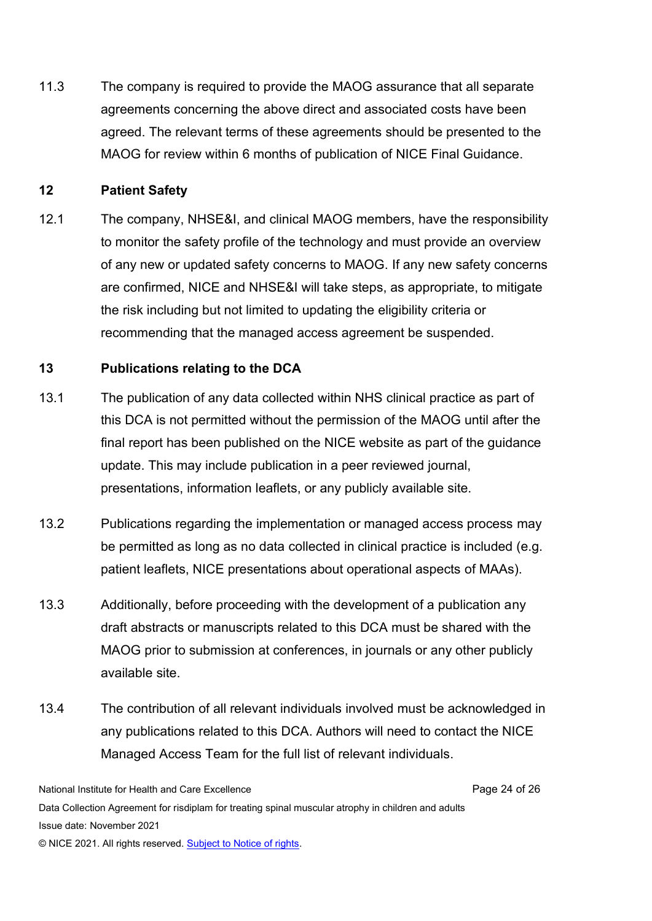11.3 The company is required to provide the MAOG assurance that all separate agreements concerning the above direct and associated costs have been agreed. The relevant terms of these agreements should be presented to the MAOG for review within 6 months of publication of NICE Final Guidance.

## 12 Patient Safety

12.1 The company, NHSE&I, and clinical MAOG members, have the responsibility to monitor the safety profile of the technology and must provide an overview of any new or updated safety concerns to MAOG. If any new safety concerns are confirmed, NICE and NHSE&I will take steps, as appropriate, to mitigate the risk including but not limited to updating the eligibility criteria or recommending that the managed access agreement be suspended.

## 13 Publications relating to the DCA

13.1 The publication of any data collected within NHS clinical practice as part of this DCA is not permitted without the permission of the MAOG until after the final report has been published on the NICE website as part of the guidance update. This may include publication in a peer reviewed journal, presentations, information leaflets, or any publicly available site.

13.2 Publications regarding the implementation or managed access process may be permitted as long as no data collected in clinical practice is included (e.g. patient leaflets, NICE presentations about operational aspects of MAAs).

13.3 Additionally, before proceeding with the development of a publication any draft abstracts or manuscripts related to this DCA must be shared with the MAOG prior to submission at conferences, in journals or any other publicly available site.

13.4 The contribution of all relevant individuals involved must be acknowledged in any publications related to this DCA. Authors will need to contact the NICE Managed Access Team for the full list of relevant individuals.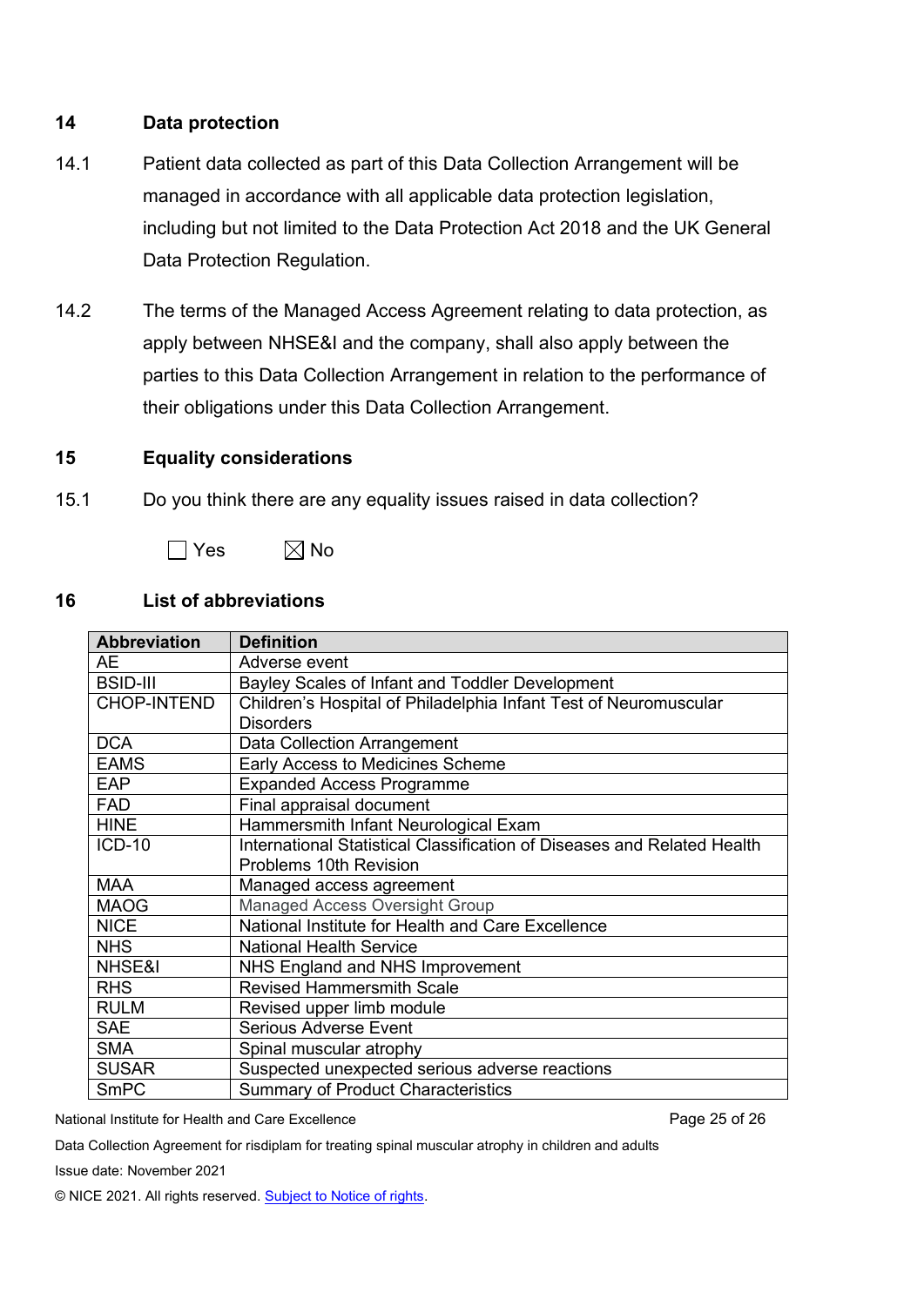## 14 Data protection

14.1 Patient data collected as part of this Data Collection Arrangement will be managed in accordance with all applicable data protection legislation, including but not limited to the Data Protection Act 2018 and the UK General Data Protection Regulation.

14.2 The terms of the Managed Access Agreement relating to data protection, as apply between NHSE&I and the company, shall also apply between the parties to this Data Collection Arrangement in relation to the performance of their obligations under this Data Collection Arrangement.

## 15 Equality considerations

15.1 Do you think there are any equality issues raised in data collection?

☐ Yes ☒ No

## 16 List of abbreviations

| Abbreviation | Definition |
|---|---|
| AE | Adverse event |
| BSID-III | Bayley Scales of Infant and Toddler Development |
| CHOP-INTEND | Children's Hospital of Philadelphia Infant Test of Neuromuscular Disorders |
| DCA | Data Collection Arrangement |
| EAMS | Early Access to Medicines Scheme |
| EAP | Expanded Access Programme |
| FAD | Final appraisal document |
| HINE | Hammersmith Infant Neurological Exam |
| ICD-10 | International Statistical Classification of Diseases and Related Health Problems 10th Revision |
| MAA | Managed access agreement |
| MAOG | Managed Access Oversight Group |
| NICE | National Institute for Health and Care Excellence |
| NHS | National Health Service |
| NHSE&I | NHS England and NHS Improvement |
| RHS | Revised Hammersmith Scale |
| RULM | Revised upper limb module |
| SAE | Serious Adverse Event |
| SMA | Spinal muscular atrophy |
| SUSAR | Suspected unexpected serious adverse reactions |
| SmPC | Summary of Product Characteristics |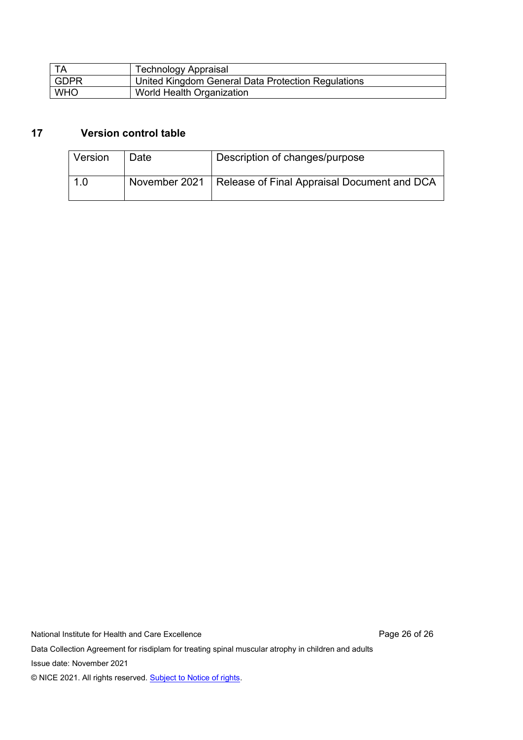| TA | Technology Appraisal |
|---|---|
| GDPR | United Kingdom General Data Protection Regulations |
| WHO | World Health Organization |

## 17 Version control table

| Version | Date | Description of changes/purpose |
|---|---|---|
| 1.0 | November 2021 | Release of Final Appraisal Document and DCA |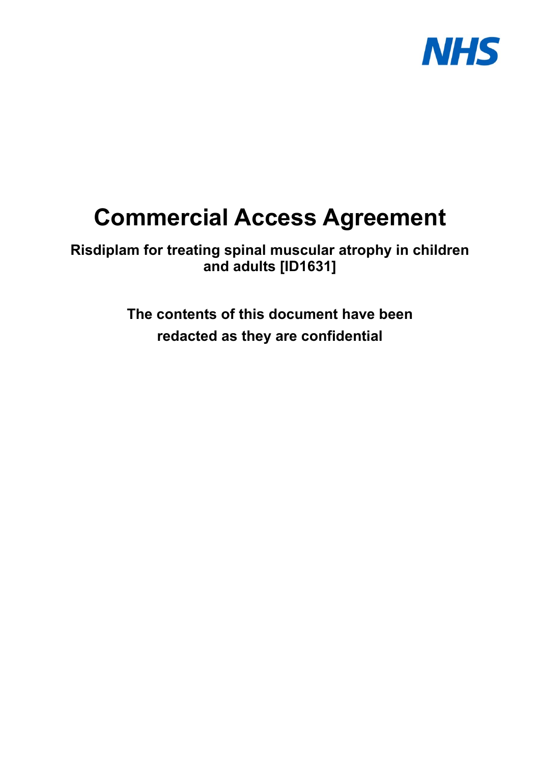NHS

# Commercial Access Agreement

**Risdiplam for treating spinal muscular atrophy in children and adults [ID1631]**

**The contents of this document have been redacted as they are confidential**